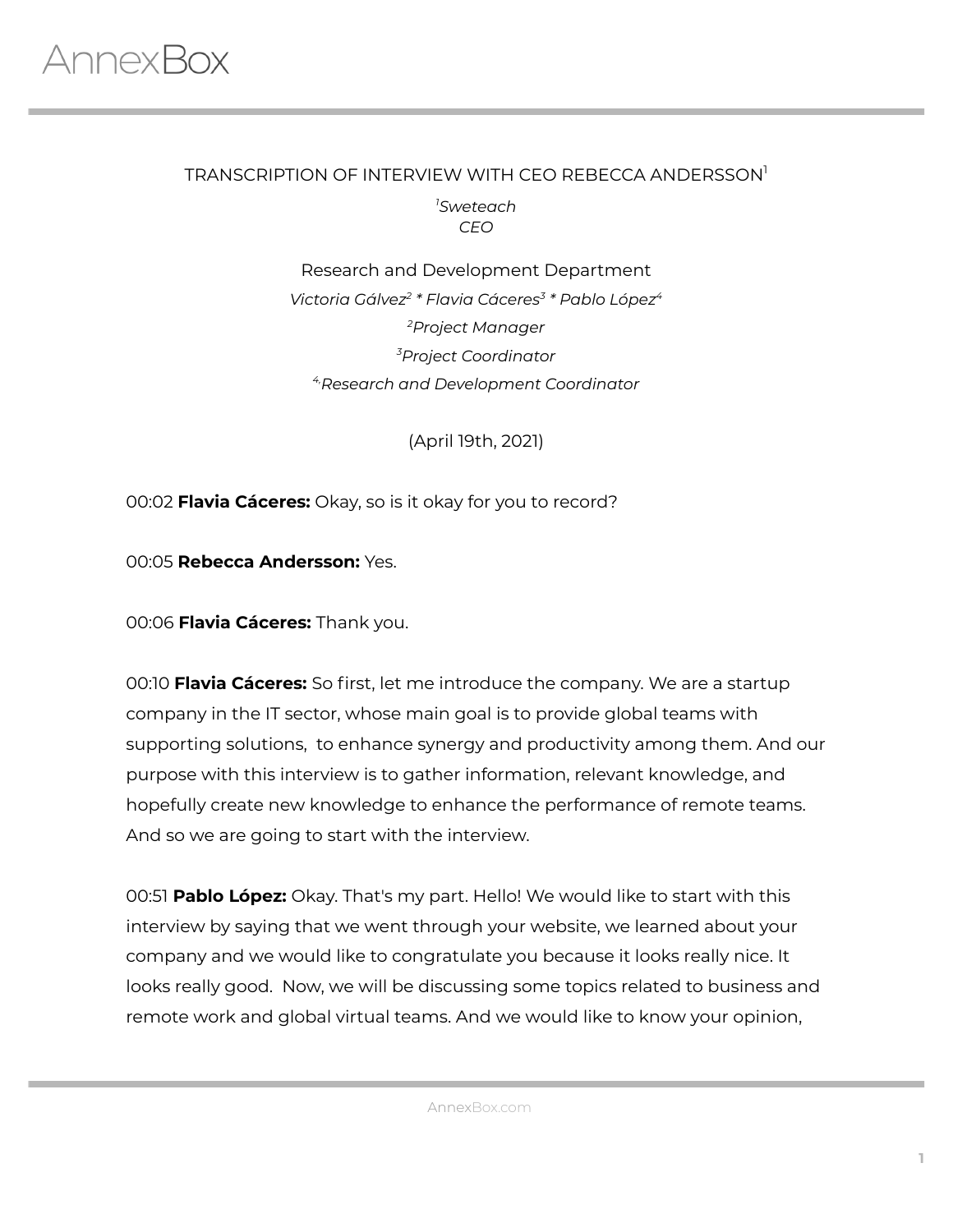# TRANSCRIPTION OF INTERVIEW WITH CEO REBECCA ANDERSSON[1]

*[1]Sweteach*
*CEO*

Research and Development Department

*Victoria Gálvez[2] * Flavia Cáceres[3] * Pablo López[4]*

*[2]Project Manager*

*[3]Project Coordinator*

*[4]Research and Development Coordinator*

(April 19th, 2021)

00:02 **Flavia Cáceres:** Okay, so is it okay for you to record?

00:05 **Rebecca Andersson:** Yes.

00:06 **Flavia Cáceres:** Thank you.

00:10 **Flavia Cáceres:** So first, let me introduce the company. We are a startup company in the IT sector, whose main goal is to provide global teams with supporting solutions, to enhance synergy and productivity among them. And our purpose with this interview is to gather information, relevant knowledge, and hopefully create new knowledge to enhance the performance of remote teams. And so we are going to start with the interview.

00:51 **Pablo López:** Okay. That's my part. Hello! We would like to start with this interview by saying that we went through your website, we learned about your company and we would like to congratulate you because it looks really nice. It looks really good. Now, we will be discussing some topics related to business and remote work and global virtual teams. And we would like to know your opinion,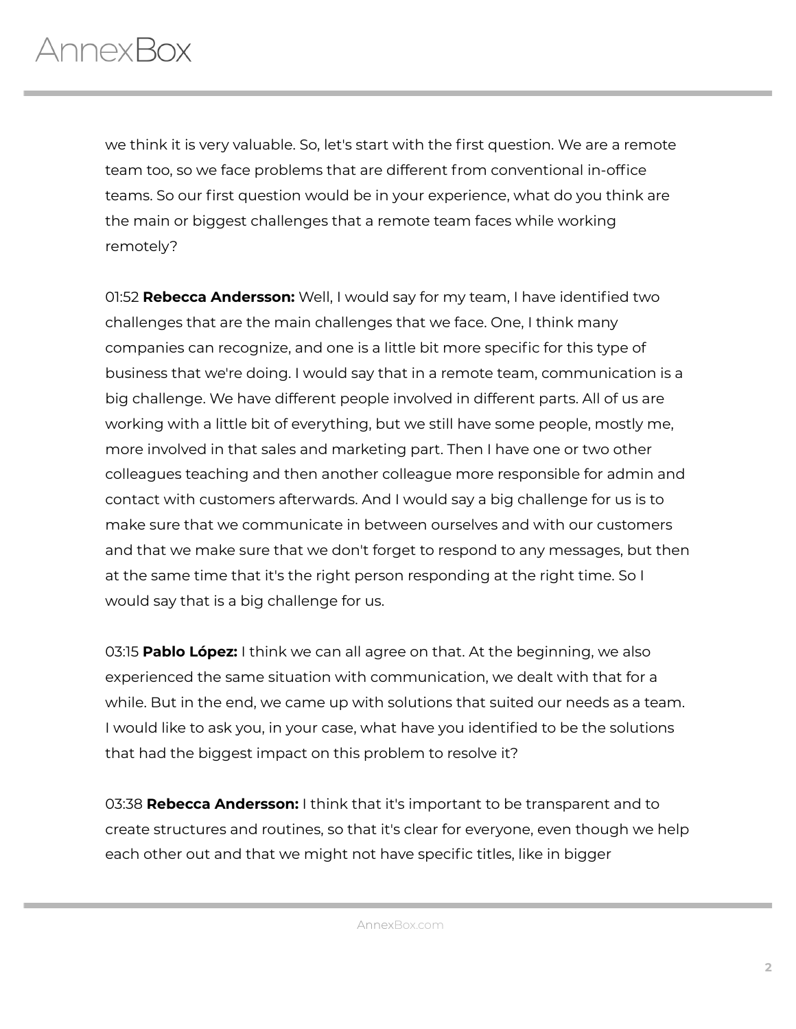we think it is very valuable. So, let's start with the first question. We are a remote team too, so we face problems that are different from conventional in-office teams. So our first question would be in your experience, what do you think are the main or biggest challenges that a remote team faces while working remotely?

01:52 **Rebecca Andersson:** Well, I would say for my team, I have identified two challenges that are the main challenges that we face. One, I think many companies can recognize, and one is a little bit more specific for this type of business that we're doing. I would say that in a remote team, communication is a big challenge. We have different people involved in different parts. All of us are working with a little bit of everything, but we still have some people, mostly me, more involved in that sales and marketing part. Then I have one or two other colleagues teaching and then another colleague more responsible for admin and contact with customers afterwards. And I would say a big challenge for us is to make sure that we communicate in between ourselves and with our customers and that we make sure that we don't forget to respond to any messages, but then at the same time that it's the right person responding at the right time. So I would say that is a big challenge for us.

03:15 **Pablo López:** I think we can all agree on that. At the beginning, we also experienced the same situation with communication, we dealt with that for a while. But in the end, we came up with solutions that suited our needs as a team. I would like to ask you, in your case, what have you identified to be the solutions that had the biggest impact on this problem to resolve it?

03:38 **Rebecca Andersson:** I think that it's important to be transparent and to create structures and routines, so that it's clear for everyone, even though we help each other out and that we might not have specific titles, like in bigger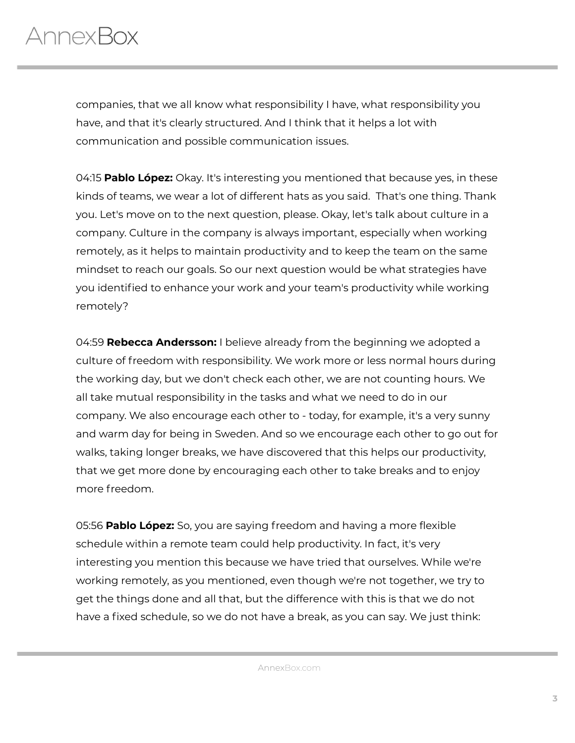companies, that we all know what responsibility I have, what responsibility you have, and that it's clearly structured. And I think that it helps a lot with communication and possible communication issues.

04:15 **Pablo López:** Okay. It's interesting you mentioned that because yes, in these kinds of teams, we wear a lot of different hats as you said. That's one thing. Thank you. Let's move on to the next question, please. Okay, let's talk about culture in a company. Culture in the company is always important, especially when working remotely, as it helps to maintain productivity and to keep the team on the same mindset to reach our goals. So our next question would be what strategies have you identified to enhance your work and your team's productivity while working remotely?

04:59 **Rebecca Andersson:** I believe already from the beginning we adopted a culture of freedom with responsibility. We work more or less normal hours during the working day, but we don't check each other, we are not counting hours. We all take mutual responsibility in the tasks and what we need to do in our company. We also encourage each other to - today, for example, it's a very sunny and warm day for being in Sweden. And so we encourage each other to go out for walks, taking longer breaks, we have discovered that this helps our productivity, that we get more done by encouraging each other to take breaks and to enjoy more freedom.

05:56 **Pablo López:** So, you are saying freedom and having a more flexible schedule within a remote team could help productivity. In fact, it's very interesting you mention this because we have tried that ourselves. While we're working remotely, as you mentioned, even though we're not together, we try to get the things done and all that, but the difference with this is that we do not have a fixed schedule, so we do not have a break, as you can say. We just think: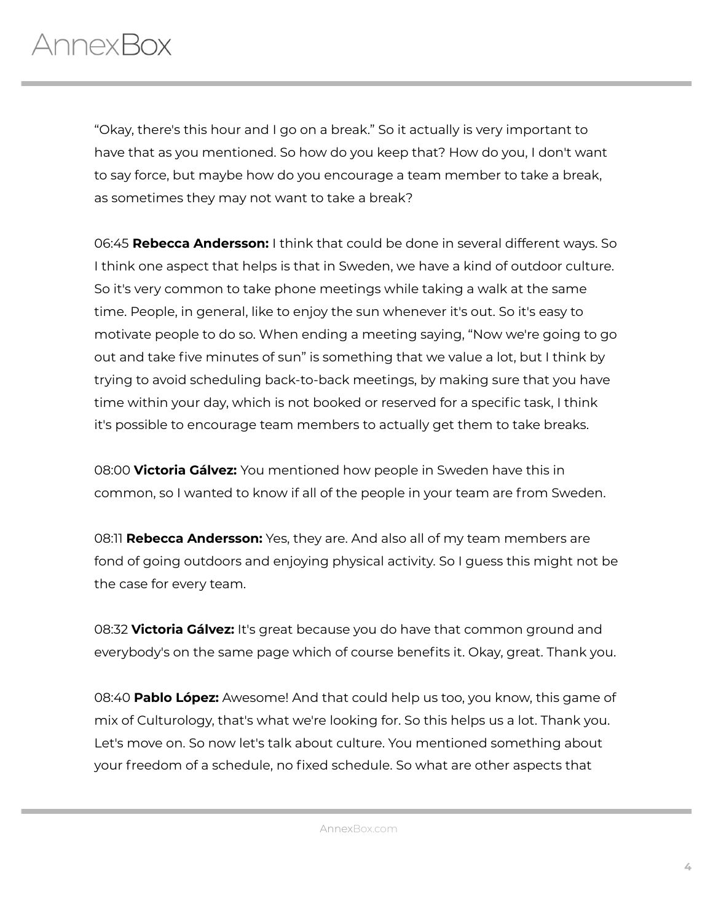"Okay, there's this hour and I go on a break." So it actually is very important to have that as you mentioned. So how do you keep that? How do you, I don't want to say force, but maybe how do you encourage a team member to take a break, as sometimes they may not want to take a break?

06:45 **Rebecca Andersson:** I think that could be done in several different ways. So I think one aspect that helps is that in Sweden, we have a kind of outdoor culture. So it's very common to take phone meetings while taking a walk at the same time. People, in general, like to enjoy the sun whenever it's out. So it's easy to motivate people to do so. When ending a meeting saying, "Now we're going to go out and take five minutes of sun" is something that we value a lot, but I think by trying to avoid scheduling back-to-back meetings, by making sure that you have time within your day, which is not booked or reserved for a specific task, I think it's possible to encourage team members to actually get them to take breaks.

08:00 **Victoria Gálvez:** You mentioned how people in Sweden have this in common, so I wanted to know if all of the people in your team are from Sweden.

08:11 **Rebecca Andersson:** Yes, they are. And also all of my team members are fond of going outdoors and enjoying physical activity. So I guess this might not be the case for every team.

08:32 **Victoria Gálvez:** It's great because you do have that common ground and everybody's on the same page which of course benefits it. Okay, great. Thank you.

08:40 **Pablo López:** Awesome! And that could help us too, you know, this game of mix of Culturology, that's what we're looking for. So this helps us a lot. Thank you. Let's move on. So now let's talk about culture. You mentioned something about your freedom of a schedule, no fixed schedule. So what are other aspects that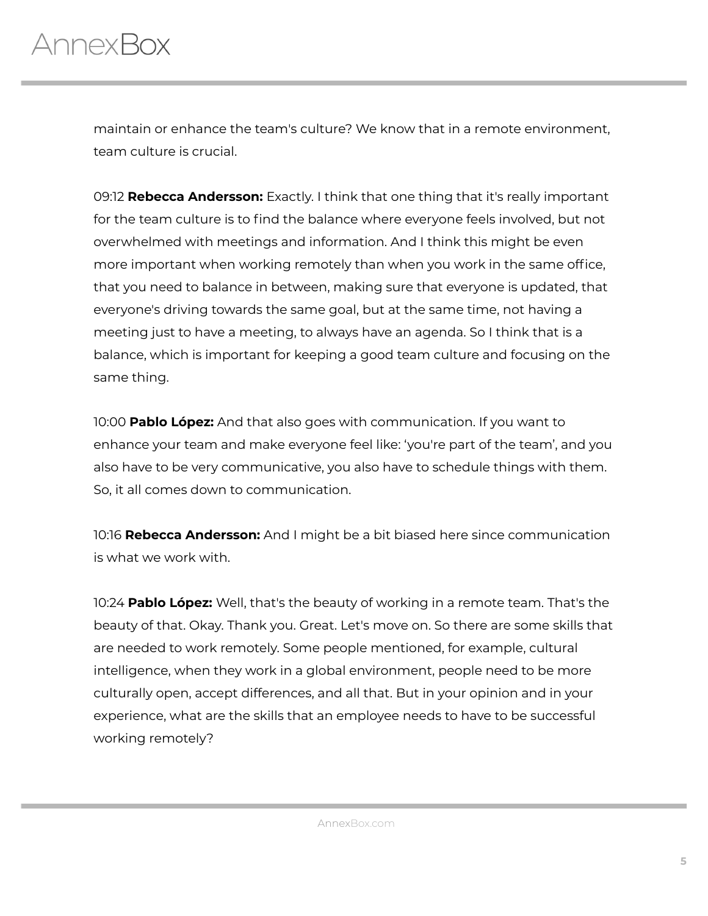maintain or enhance the team's culture? We know that in a remote environment, team culture is crucial.

09:12 **Rebecca Andersson:** Exactly. I think that one thing that it's really important for the team culture is to find the balance where everyone feels involved, but not overwhelmed with meetings and information. And I think this might be even more important when working remotely than when you work in the same office, that you need to balance in between, making sure that everyone is updated, that everyone's driving towards the same goal, but at the same time, not having a meeting just to have a meeting, to always have an agenda. So I think that is a balance, which is important for keeping a good team culture and focusing on the same thing.

10:00 **Pablo López:** And that also goes with communication. If you want to enhance your team and make everyone feel like: 'you're part of the team', and you also have to be very communicative, you also have to schedule things with them. So, it all comes down to communication.

10:16 **Rebecca Andersson:** And I might be a bit biased here since communication is what we work with.

10:24 **Pablo López:** Well, that's the beauty of working in a remote team. That's the beauty of that. Okay. Thank you. Great. Let's move on. So there are some skills that are needed to work remotely. Some people mentioned, for example, cultural intelligence, when they work in a global environment, people need to be more culturally open, accept differences, and all that. But in your opinion and in your experience, what are the skills that an employee needs to have to be successful working remotely?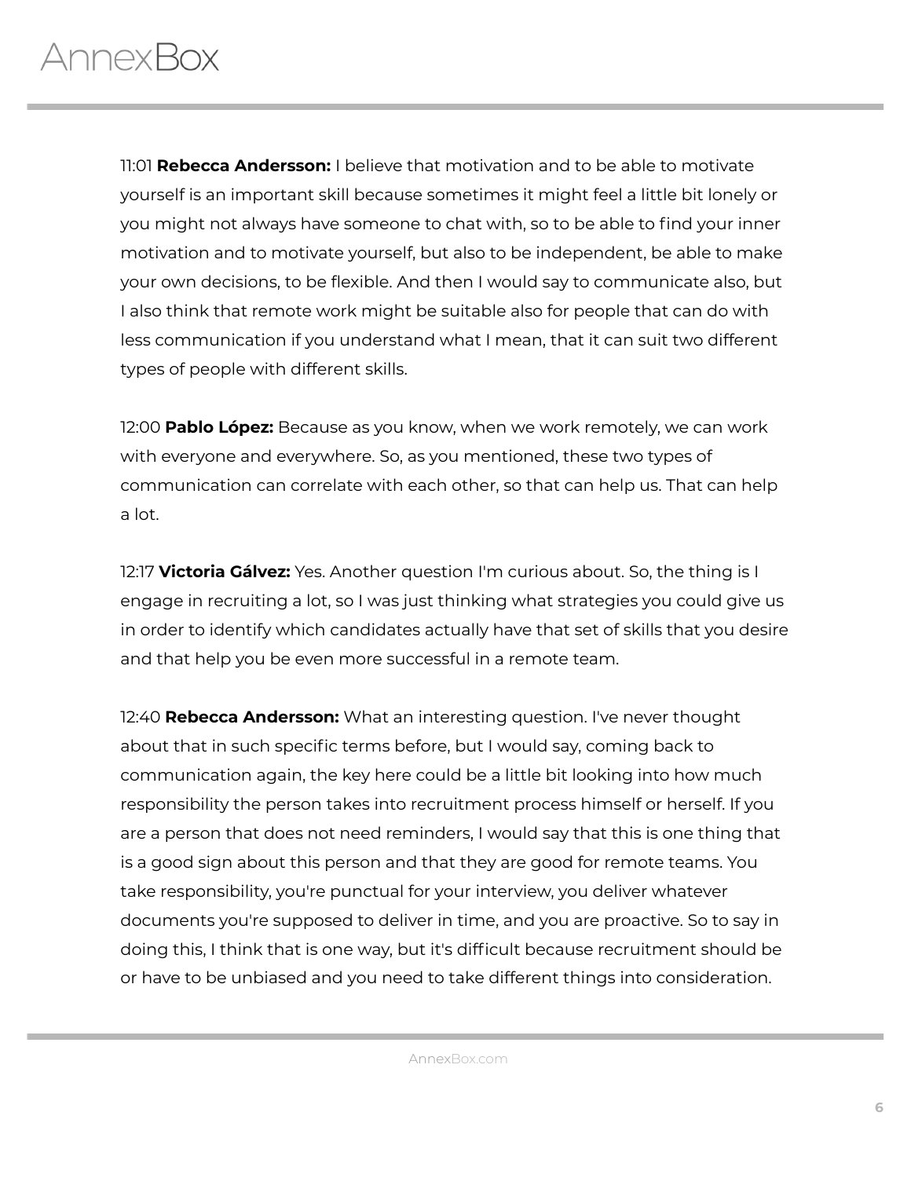11:01 **Rebecca Andersson:** I believe that motivation and to be able to motivate yourself is an important skill because sometimes it might feel a little bit lonely or you might not always have someone to chat with, so to be able to find your inner motivation and to motivate yourself, but also to be independent, be able to make your own decisions, to be flexible. And then I would say to communicate also, but I also think that remote work might be suitable also for people that can do with less communication if you understand what I mean, that it can suit two different types of people with different skills.

12:00 **Pablo López:** Because as you know, when we work remotely, we can work with everyone and everywhere. So, as you mentioned, these two types of communication can correlate with each other, so that can help us. That can help a lot.

12:17 **Victoria Gálvez:** Yes. Another question I'm curious about. So, the thing is I engage in recruiting a lot, so I was just thinking what strategies you could give us in order to identify which candidates actually have that set of skills that you desire and that help you be even more successful in a remote team.

12:40 **Rebecca Andersson:** What an interesting question. I've never thought about that in such specific terms before, but I would say, coming back to communication again, the key here could be a little bit looking into how much responsibility the person takes into recruitment process himself or herself. If you are a person that does not need reminders, I would say that this is one thing that is a good sign about this person and that they are good for remote teams. You take responsibility, you're punctual for your interview, you deliver whatever documents you're supposed to deliver in time, and you are proactive. So to say in doing this, I think that is one way, but it's difficult because recruitment should be or have to be unbiased and you need to take different things into consideration.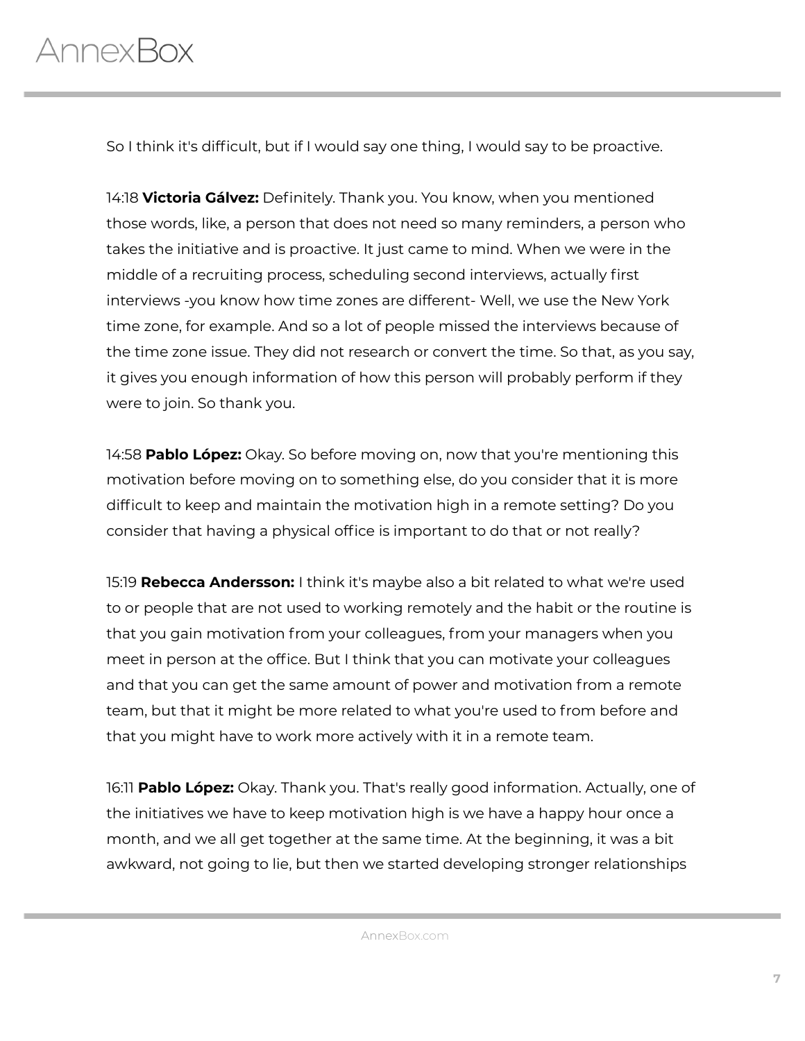So I think it's difficult, but if I would say one thing, I would say to be proactive.

14:18 **Victoria Gálvez:** Definitely. Thank you. You know, when you mentioned those words, like, a person that does not need so many reminders, a person who takes the initiative and is proactive. It just came to mind. When we were in the middle of a recruiting process, scheduling second interviews, actually first interviews -you know how time zones are different- Well, we use the New York time zone, for example. And so a lot of people missed the interviews because of the time zone issue. They did not research or convert the time. So that, as you say, it gives you enough information of how this person will probably perform if they were to join. So thank you.

14:58 **Pablo López:** Okay. So before moving on, now that you're mentioning this motivation before moving on to something else, do you consider that it is more difficult to keep and maintain the motivation high in a remote setting? Do you consider that having a physical office is important to do that or not really?

15:19 **Rebecca Andersson:** I think it's maybe also a bit related to what we're used to or people that are not used to working remotely and the habit or the routine is that you gain motivation from your colleagues, from your managers when you meet in person at the office. But I think that you can motivate your colleagues and that you can get the same amount of power and motivation from a remote team, but that it might be more related to what you're used to from before and that you might have to work more actively with it in a remote team.

16:11 **Pablo López:** Okay. Thank you. That's really good information. Actually, one of the initiatives we have to keep motivation high is we have a happy hour once a month, and we all get together at the same time. At the beginning, it was a bit awkward, not going to lie, but then we started developing stronger relationships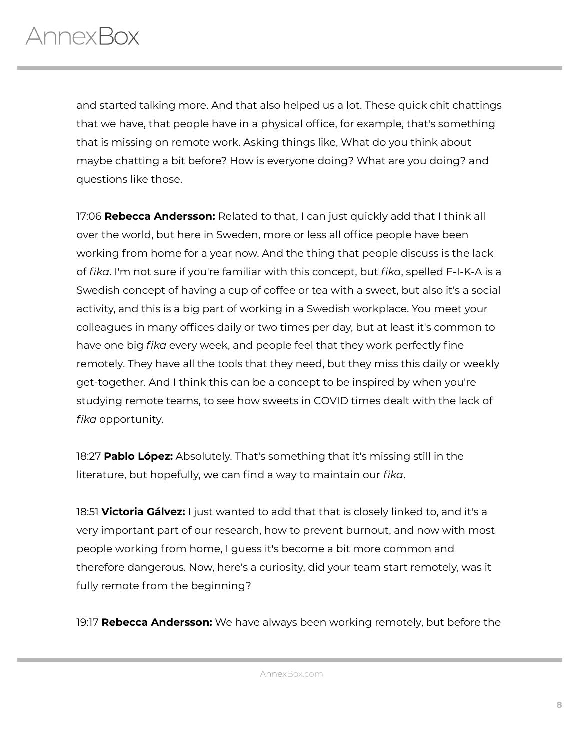and started talking more. And that also helped us a lot. These quick chit chattings that we have, that people have in a physical office, for example, that's something that is missing on remote work. Asking things like, What do you think about maybe chatting a bit before? How is everyone doing? What are you doing? and questions like those.

17:06 **Rebecca Andersson:** Related to that, I can just quickly add that I think all over the world, but here in Sweden, more or less all office people have been working from home for a year now. And the thing that people discuss is the lack of *fika*. I'm not sure if you're familiar with this concept, but *fika*, spelled F-I-K-A is a Swedish concept of having a cup of coffee or tea with a sweet, but also it's a social activity, and this is a big part of working in a Swedish workplace. You meet your colleagues in many offices daily or two times per day, but at least it's common to have one big *fika* every week, and people feel that they work perfectly fine remotely. They have all the tools that they need, but they miss this daily or weekly get-together. And I think this can be a concept to be inspired by when you're studying remote teams, to see how sweets in COVID times dealt with the lack of *fika* opportunity.

18:27 **Pablo López:** Absolutely. That's something that it's missing still in the literature, but hopefully, we can find a way to maintain our *fika*.

18:51 **Victoria Gálvez:** I just wanted to add that that is closely linked to, and it's a very important part of our research, how to prevent burnout, and now with most people working from home, I guess it's become a bit more common and therefore dangerous. Now, here's a curiosity, did your team start remotely, was it fully remote from the beginning?

19:17 **Rebecca Andersson:** We have always been working remotely, but before the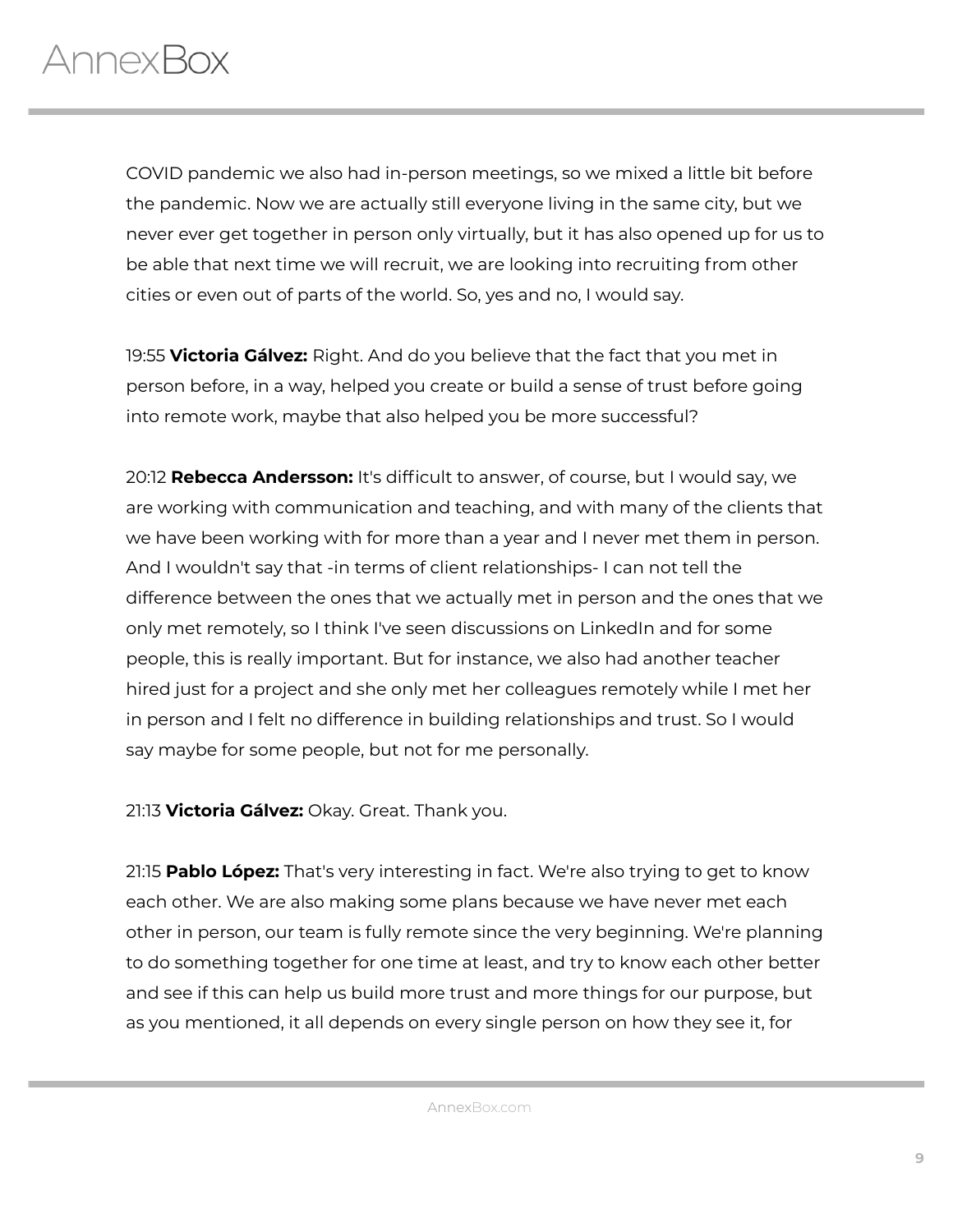COVID pandemic we also had in-person meetings, so we mixed a little bit before the pandemic. Now we are actually still everyone living in the same city, but we never ever get together in person only virtually, but it has also opened up for us to be able that next time we will recruit, we are looking into recruiting from other cities or even out of parts of the world. So, yes and no, I would say.

19:55 **Victoria Gálvez:** Right. And do you believe that the fact that you met in person before, in a way, helped you create or build a sense of trust before going into remote work, maybe that also helped you be more successful?

20:12 **Rebecca Andersson:** It's difficult to answer, of course, but I would say, we are working with communication and teaching, and with many of the clients that we have been working with for more than a year and I never met them in person. And I wouldn't say that -in terms of client relationships- I can not tell the difference between the ones that we actually met in person and the ones that we only met remotely, so I think I've seen discussions on LinkedIn and for some people, this is really important. But for instance, we also had another teacher hired just for a project and she only met her colleagues remotely while I met her in person and I felt no difference in building relationships and trust. So I would say maybe for some people, but not for me personally.

21:13 **Victoria Gálvez:** Okay. Great. Thank you.

21:15 **Pablo López:** That's very interesting in fact. We're also trying to get to know each other. We are also making some plans because we have never met each other in person, our team is fully remote since the very beginning. We're planning to do something together for one time at least, and try to know each other better and see if this can help us build more trust and more things for our purpose, but as you mentioned, it all depends on every single person on how they see it, for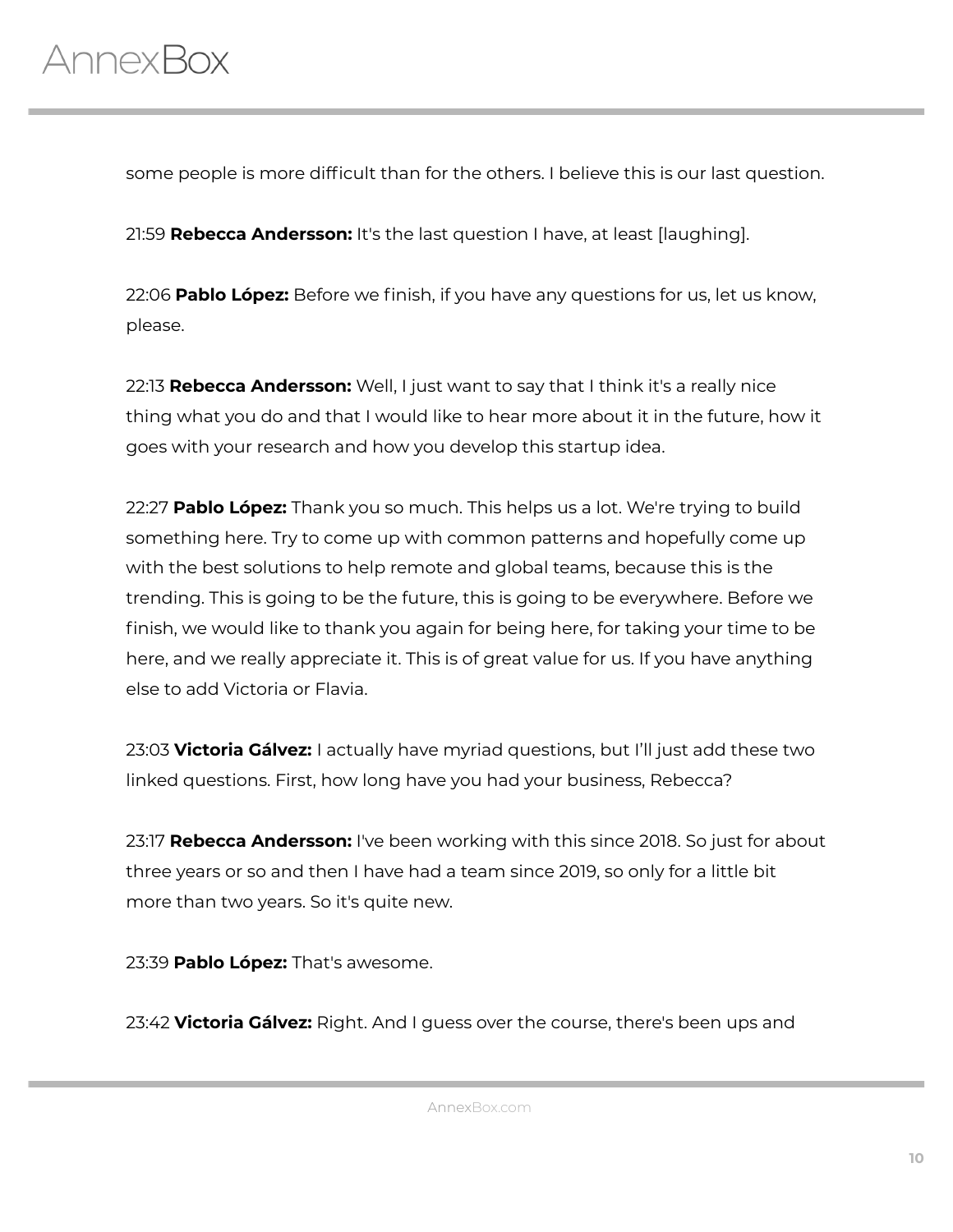some people is more difficult than for the others. I believe this is our last question.

21:59 **Rebecca Andersson:** It's the last question I have, at least [laughing].

22:06 **Pablo López:** Before we finish, if you have any questions for us, let us know, please.

22:13 **Rebecca Andersson:** Well, I just want to say that I think it's a really nice thing what you do and that I would like to hear more about it in the future, how it goes with your research and how you develop this startup idea.

22:27 **Pablo López:** Thank you so much. This helps us a lot. We're trying to build something here. Try to come up with common patterns and hopefully come up with the best solutions to help remote and global teams, because this is the trending. This is going to be the future, this is going to be everywhere. Before we finish, we would like to thank you again for being here, for taking your time to be here, and we really appreciate it. This is of great value for us. If you have anything else to add Victoria or Flavia.

23:03 **Victoria Gálvez:** I actually have myriad questions, but I'll just add these two linked questions. First, how long have you had your business, Rebecca?

23:17 **Rebecca Andersson:** I've been working with this since 2018. So just for about three years or so and then I have had a team since 2019, so only for a little bit more than two years. So it's quite new.

23:39 **Pablo López:** That's awesome.

23:42 **Victoria Gálvez:** Right. And I guess over the course, there's been ups and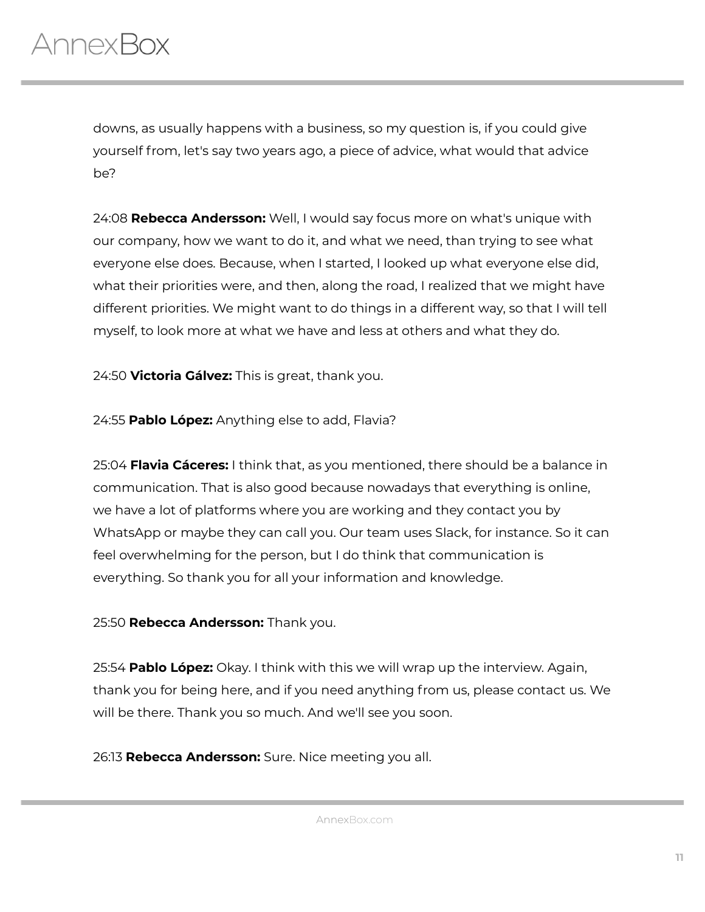downs, as usually happens with a business, so my question is, if you could give yourself from, let's say two years ago, a piece of advice, what would that advice be?

24:08 **Rebecca Andersson:** Well, I would say focus more on what's unique with our company, how we want to do it, and what we need, than trying to see what everyone else does. Because, when I started, I looked up what everyone else did, what their priorities were, and then, along the road, I realized that we might have different priorities. We might want to do things in a different way, so that I will tell myself, to look more at what we have and less at others and what they do.

24:50 **Victoria Gálvez:** This is great, thank you.

24:55 **Pablo López:** Anything else to add, Flavia?

25:04 **Flavia Cáceres:** I think that, as you mentioned, there should be a balance in communication. That is also good because nowadays that everything is online, we have a lot of platforms where you are working and they contact you by WhatsApp or maybe they can call you. Our team uses Slack, for instance. So it can feel overwhelming for the person, but I do think that communication is everything. So thank you for all your information and knowledge.

25:50 **Rebecca Andersson:** Thank you.

25:54 **Pablo López:** Okay. I think with this we will wrap up the interview. Again, thank you for being here, and if you need anything from us, please contact us. We will be there. Thank you so much. And we'll see you soon.

26:13 **Rebecca Andersson:** Sure. Nice meeting you all.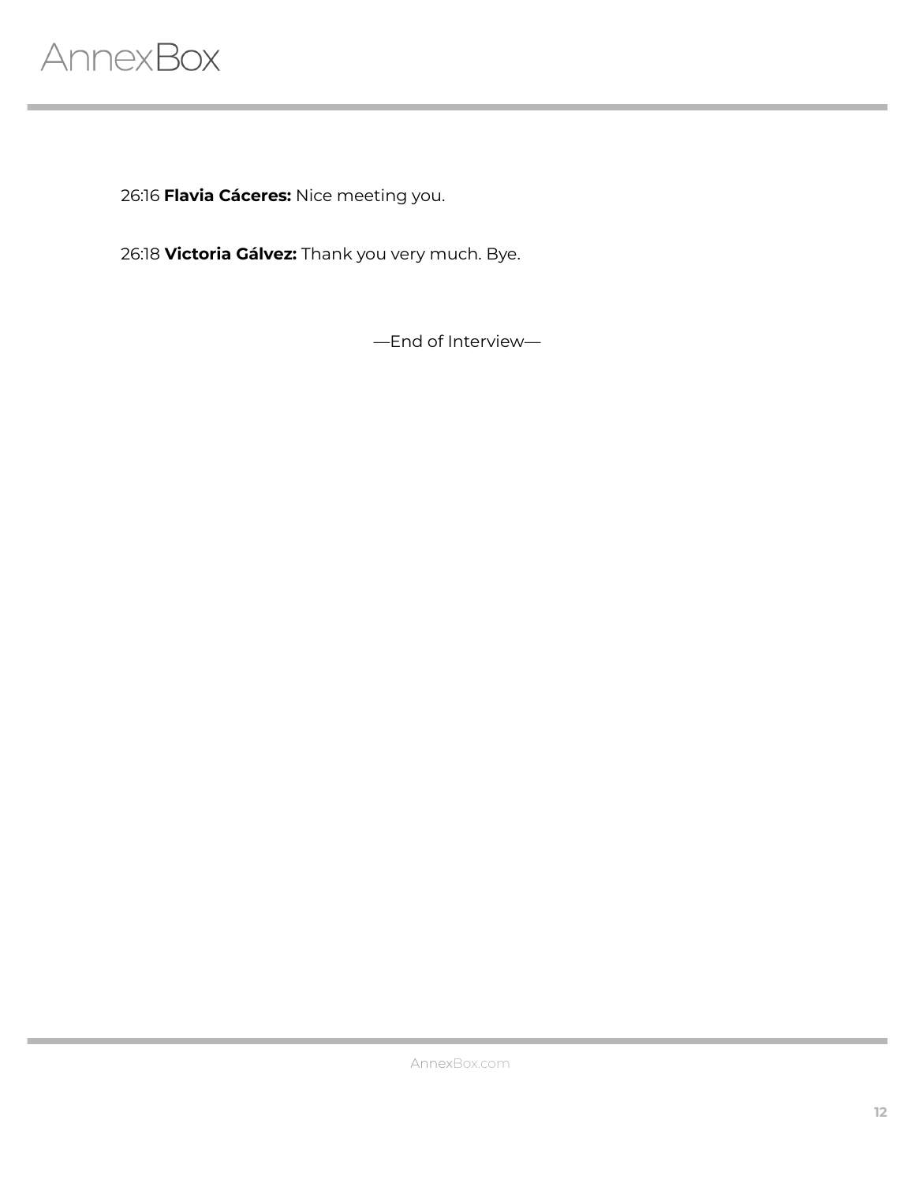26:16 **Flavia Cáceres:** Nice meeting you.

26:18 **Victoria Gálvez:** Thank you very much. Bye.

—End of Interview—